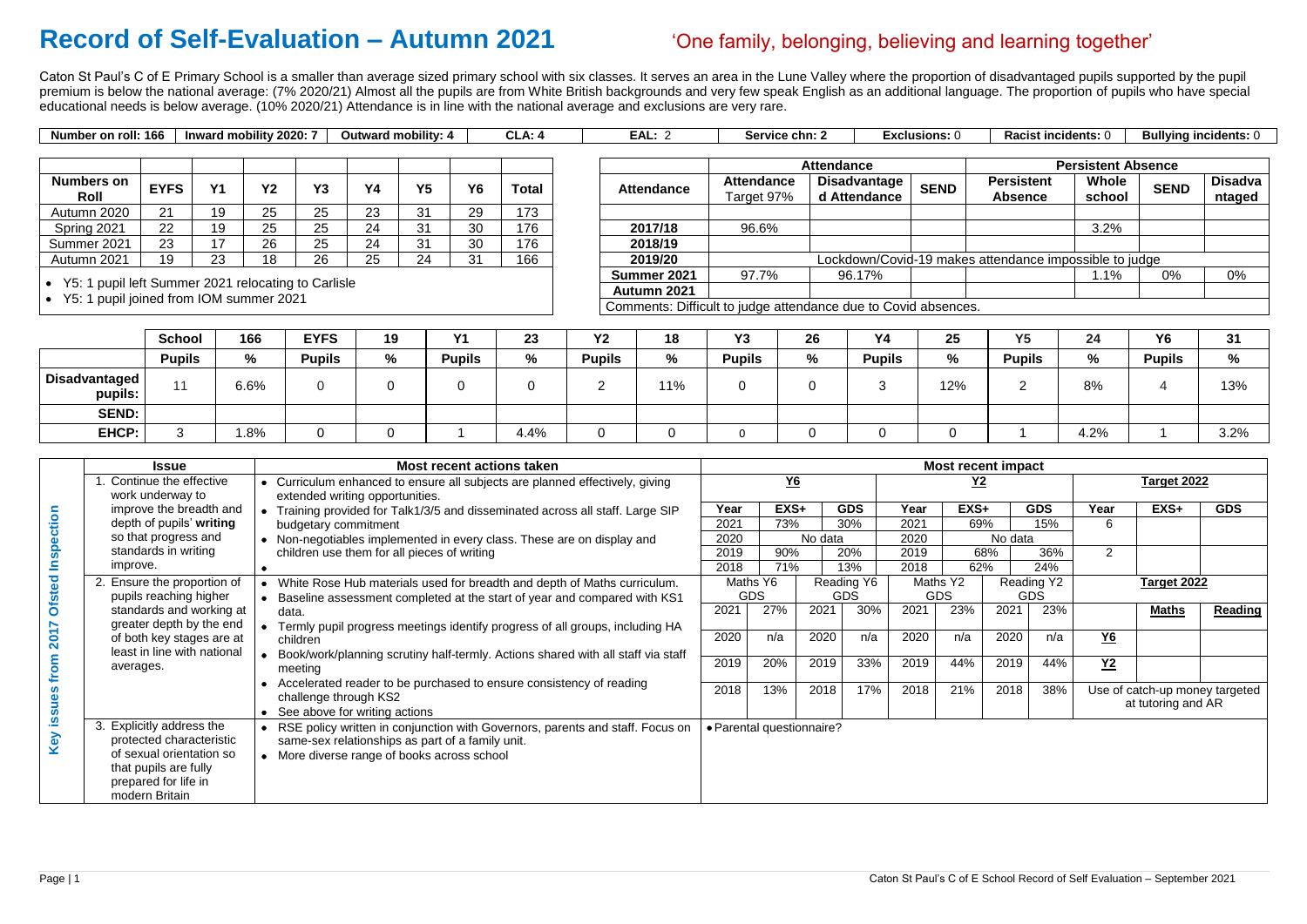# Record of Self-Evaluation – Autumn 2021

'One family, belonging, believing and learning together'

Caton St Paul's C of E Primary School is a smaller than average sized primary school with six classes. It serves an area in the Lune Valley where the proportion of disadvantaged pupils supported by the pupil premium is below the national average: (7% 2020/21) Almost all the pupils are from White British backgrounds and very few speak English as an additional language. The proportion of pupils who have special educational needs is below average. (10% 2020/21) Attendance is in line with the national average and exclusions are very rare.

| Number on roll: 166 | Inward mobility 2020: 7 | Outward mobility: 4 | CLA: 4 | EAL: 2 | Service chn: 2 | Exclusions: 0 | Racist incidents: 0 | Bullying incidents: 0 |
|---|---|---|---|---|---|---|---|---|

| Numbers on Roll | EYFS | Y1 | Y2 | Y3 | Y4 | Y5 | Y6 | Total |
|---|---|---|---|---|---|---|---|---|
| Autumn 2020 | 21 | 19 | 25 | 25 | 23 | 31 | 29 | 173 |
| Spring 2021 | 22 | 19 | 25 | 25 | 24 | 31 | 30 | 176 |
| Summer 2021 | 23 | 17 | 26 | 25 | 24 | 31 | 30 | 176 |
| Autumn 2021 | 19 | 23 | 18 | 26 | 25 | 24 | 31 | 166 |

- Y5: 1 pupil left Summer 2021 relocating to Carlisle
- Y5: 1 pupil joined from IOM summer 2021

| | Attendance | | | Persistent Absence | | | |
|---|---|---|---|---|---|---|---|
| **Attendance** | **Attendance Target 97%** | **Disadvantaged Attendance** | **SEND** | **Persistent Absence** | **Whole school** | **SEND** | **Disadvantaged** |
| | | | | | | | |
| **2017/18** | 96.6% | | | | 3.2% | | |
| **2018/19** | | | | | | | |
| **2019/20** | Lockdown/Covid-19 makes attendance impossible to judge | | | | | | |
| **Summer 2021** | 97.7% | 96.17% | | | 1.1% | 0% | 0% |
| **Autumn 2021** | | | | | | | |

Comments: Difficult to judge attendance due to Covid absences.

| | School | 166 | EYFS | 19 | Y1 | 23 | Y2 | 18 | Y3 | 26 | Y4 | 25 | Y5 | 24 | Y6 | 31 |
|---|---|---|---|---|---|---|---|---|---|---|---|---|---|---|---|---|
| | **Pupils** | **%** | **Pupils** | **%** | **Pupils** | **%** | **Pupils** | **%** | **Pupils** | **%** | **Pupils** | **%** | **Pupils** | **%** | **Pupils** | **%** |
| **Disadvantaged pupils:** | 11 | 6.6% | 0 | 0 | 0 | 0 | 2 | 11% | 0 | 0 | 3 | 12% | 2 | 8% | 4 | 13% |
| **SEND:** | | | | | | | | | | | | | | | | |
| **EHCP:** | 3 | 1.8% | 0 | 0 | 1 | 4.4% | 0 | 0 | 0 | 0 | 0 | 0 | 1 | 4.2% | 1 | 3.2% |

**Key issues from 2017 Ofsted Inspection**

| Issue | Most recent actions taken | Most recent impact |
|---|---|---|
| 1. Continue the effective work underway to improve the breadth and depth of pupils' **writing** so that progress and standards in writing improve. | • Curriculum enhanced to ensure all subjects are planned effectively, giving extended writing opportunities.<br>• Training provided for Talk1/3/5 and disseminated across all staff. Large SIP budgetary commitment<br>• Non-negotiables implemented in every class. These are on display and children use them for all pieces of writing<br>• | See writing impact table below |
| 2. Ensure the proportion of pupils reaching higher standards and working at greater depth by the end of both key stages are at least in line with national averages. | • White Rose Hub materials used for breadth and depth of Maths curriculum.<br>• Baseline assessment completed at the start of year and compared with KS1 data.<br>• Termly pupil progress meetings identify progress of all groups, including HA children<br>• Book/work/planning scrutiny half-termly. Actions shared with all staff via staff meeting<br>• Accelerated reader to be purchased to ensure consistency of reading challenge through KS2<br>• See above for writing actions | See GDS impact table below |
| 3. Explicitly address the protected characteristic of sexual orientation so that pupils are fully prepared for life in modern Britain | • RSE policy written in conjunction with Governors, parents and staff. Focus on same-sex relationships as part of a family unit.<br>• More diverse range of books across school | • Parental questionnaire? |

Impact for Issue 1 (Writing):

| Y6 Year | Y6 EXS+ | Y6 GDS | Y2 Year | Y2 EXS+ | Y2 GDS | Target 2022 Year | Target 2022 EXS+ | Target 2022 GDS |
|---|---|---|---|---|---|---|---|---|
| 2021 | 73% | 30% | 2021 | 69% | 15% | 6 | | |
| 2020 | No data | | 2020 | No data | | | | |
| 2019 | 90% | 20% | 2019 | 68% | 36% | 2 | | |
| 2018 | 71% | 13% | 2018 | 62% | 24% | | | |

Impact for Issue 2 (Greater depth):

| Maths Y6 GDS | | Reading Y6 GDS | | Maths Y2 GDS | | Reading Y2 GDS | | Target 2022 | | |
|---|---|---|---|---|---|---|---|---|---|---|
| | | | | | | | | | **Maths** | **Reading** |
| 2021 | 27% | 2021 | 30% | 2021 | 23% | 2021 | 23% | | | |
| 2020 | n/a | 2020 | n/a | 2020 | n/a | 2020 | n/a | **Y6** | | |
| 2019 | 20% | 2019 | 33% | 2019 | 44% | 2019 | 44% | **Y2** | | |
| 2018 | 13% | 2018 | 17% | 2018 | 21% | 2018 | 38% | Use of catch-up money targeted at tutoring and AR | | |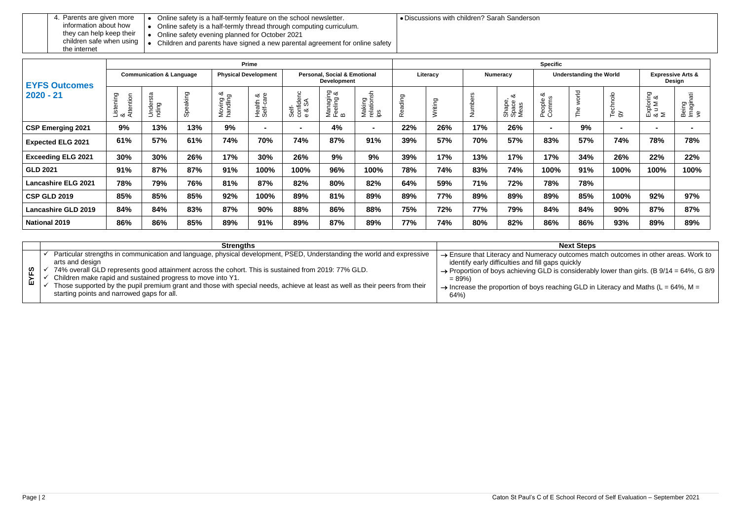| | 4. Parents are given more information about how they can help keep their children safe when using the internet | • Online safety is a half-termly feature on the school newsletter.<br>• Online safety is a half-termly thread through computing curriculum.<br>• Online safety evening planned for October 2021<br>• Children and parents have signed a new parental agreement for online safety | • Discussions with children? Sarah Sanderson |
|---|---|---|---|

| EYFS Outcomes 2020 - 21 | Prime | | | | | | | | Specific | | | | | | | | |
|---|---|---|---|---|---|---|---|---|---|---|---|---|---|---|---|---|---|
| | Communication & Language | | | Physical Development | | Personal, Social & Emotional Development | | | Literacy | | Numeracy | | Understanding the World | | | Expressive Arts & Design | |
| | Listening & Attention | Understanding | Speaking | Moving & handling | Health & Self-care | Self-confidence & SA | Managing Feeling & B | Making relationships | Reading | Writing | Numbers | Shape, Space & Meas | People & Comms | The world | Technology | Exploring & u M & M | Being Imaginative |
| **CSP Emerging 2021** | **9%** | **13%** | **13%** | **9%** | **-** | **-** | **4%** | **-** | **22%** | **26%** | **17%** | **26%** | **-** | **9%** | **-** | **-** | **-** |
| **Expected ELG 2021** | **61%** | **57%** | **61%** | **74%** | **70%** | **74%** | **87%** | **91%** | **39%** | **57%** | **70%** | **57%** | **83%** | **57%** | **74%** | **78%** | **78%** |
| **Exceeding ELG 2021** | **30%** | **30%** | **26%** | **17%** | **30%** | **26%** | **9%** | **9%** | **39%** | **17%** | **13%** | **17%** | **17%** | **34%** | **26%** | **22%** | **22%** |
| **GLD 2021** | **91%** | **87%** | **87%** | **91%** | **100%** | **100%** | **96%** | **100%** | **78%** | **74%** | **83%** | **74%** | **100%** | **91%** | **100%** | **100%** | **100%** |
| **Lancashire ELG 2021** | **78%** | **79%** | **76%** | **81%** | **87%** | **82%** | **80%** | **82%** | **64%** | **59%** | **71%** | **72%** | **78%** | **78%** | | | |
| **CSP GLD 2019** | **85%** | **85%** | **85%** | **92%** | **100%** | **89%** | **81%** | **89%** | **89%** | **77%** | **89%** | **89%** | **89%** | **85%** | **100%** | **92%** | **97%** |
| **Lancashire GLD 2019** | **84%** | **84%** | **83%** | **87%** | **90%** | **88%** | **86%** | **88%** | **75%** | **72%** | **77%** | **79%** | **84%** | **84%** | **90%** | **87%** | **87%** |
| **National 2019** | **86%** | **86%** | **85%** | **89%** | **91%** | **89%** | **87%** | **89%** | **77%** | **74%** | **80%** | **82%** | **86%** | **86%** | **93%** | **89%** | **89%** |

| | **Strengths** | **Next Steps** |
|---|---|---|
| EYFS | ✓ Particular strengths in communication and language, physical development, PSED, Understanding the world and expressive arts and design<br>✓ 74% overall GLD represents good attainment across the cohort. This is sustained from 2019: 77% GLD.<br>✓ Children make rapid and sustained progress to move into Y1.<br>✓ Those supported by the pupil premium grant and those with special needs, achieve at least as well as their peers from their starting points and narrowed gaps for all. | → Ensure that Literacy and Numeracy outcomes match outcomes in other areas. Work to identify early difficulties and fill gaps quickly<br>→ Proportion of boys achieving GLD is considerably lower than girls. (B 9/14 = 64%, G 8/9 = 89%)<br>→ Increase the proportion of boys reaching GLD in Literacy and Maths (L = 64%, M = 64%) |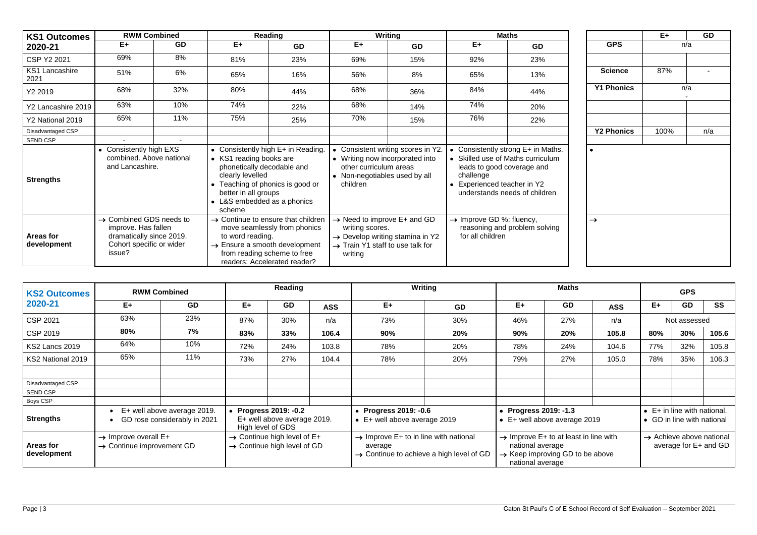| KS1 Outcomes 2020-21 | RWM Combined | | Reading | | Writing | | Maths | |
|---|---|---|---|---|---|---|---|---|
| | E+ | GD | E+ | GD | E+ | GD | E+ | GD |
| CSP Y2 2021 | 69% | 8% | 81% | 23% | 69% | 15% | 92% | 23% |
| KS1 Lancashire 2021 | 51% | 6% | 65% | 16% | 56% | 8% | 65% | 13% |
| Y2 2019 | 68% | 32% | 80% | 44% | 68% | 36% | 84% | 44% |
| Y2 Lancashire 2019 | 63% | 10% | 74% | 22% | 68% | 14% | 74% | 20% |
| Y2 National 2019 | 65% | 11% | 75% | 25% | 70% | 15% | 76% | 22% |
| Disadvantaged CSP | | | | | | | | |
| SEND CSP | - | - | | | | | | |
| Strengths | • Consistently high EXS combined. Above national and Lancashire. | | • Consistently high E+ in Reading.<br>• KS1 reading books are phonetically decodable and clearly levelled<br>• Teaching of phonics is good or better in all groups<br>• L&S embedded as a phonics scheme | | • Consistent writing scores in Y2.<br>• Writing now incorporated into other curriculum areas<br>• Non-negotiables used by all children | | • Consistently strong E+ in Maths.<br>• Skilled use of Maths curriculum leads to good coverage and challenge<br>• Experienced teacher in Y2 understands needs of children | |
| Areas for development | → Combined GDS needs to improve. Has fallen dramatically since 2019. Cohort specific or wider issue? | | → Continue to ensure that children move seamlessly from phonics to word reading.<br>→ Ensure a smooth development from reading scheme to free readers: Accelerated reader? | | → Need to improve E+ and GD writing scores.<br>→ Develop writing stamina in Y2<br>→ Train Y1 staff to use talk for writing | | → Improve GD %: fluency, reasoning and problem solving for all children | |

| | E+ | GD |
|---|---|---|
| GPS | n/a | |
| | | |
| Science | 87% | - |
| Y1 Phonics | n/a<br>- | |
| | | |
| | | |
| Y2 Phonics | 100% | n/a |
| | | |
| • | | |
| → | | |

| KS2 Outcomes 2020-21 | RWM Combined | | Reading | | | Writing | | Maths | | | GPS | | |
|---|---|---|---|---|---|---|---|---|---|---|---|---|---|
| | E+ | GD | E+ | GD | ASS | E+ | GD | E+ | GD | ASS | E+ | GD | SS |
| CSP 2021 | 63% | 23% | 87% | 30% | n/a | 73% | 30% | 46% | 27% | n/a | Not assessed | | |
| CSP 2019 | **80%** | **7%** | **83%** | **33%** | **106.4** | **90%** | **20%** | **90%** | **20%** | **105.8** | **80%** | **30%** | **105.6** |
| KS2 Lancs 2019 | 64% | 10% | 72% | 24% | 103.8 | 78% | 20% | 78% | 24% | 104.6 | 77% | 32% | 105.8 |
| KS2 National 2019 | 65% | 11% | 73% | 27% | 104.4 | 78% | 20% | 79% | 27% | 105.0 | 78% | 35% | 106.3 |
| | | | | | | | | | | | | | |
| Disadvantaged CSP | | | | | | | | | | | | | |
| SEND CSP | | | | | | | | | | | | | |
| Boys CSP | | | | | | | | | | | | | |
| Strengths | • E+ well above average 2019.<br>• GD rose considerably in 2021 | | • **Progress 2019: -0.2**<br>E+ well above average 2019. High level of GDS | | | • **Progress 2019: -0.6**<br>• E+ well above average 2019 | | • **Progress 2019: -1.3**<br>• E+ well above average 2019 | | | • E+ in line with national.<br>• GD in line with national | | |
| Areas for development | → Improve overall E+<br>→ Continue improvement GD | | → Continue high level of E+<br>→ Continue high level of GD | | | → Improve E+ to in line with national average<br>→ Continue to achieve a high level of GD | | → Improve E+ to at least in line with national average<br>→ Keep improving GD to be above national average | | | → Achieve above national average for E+ and GD | | |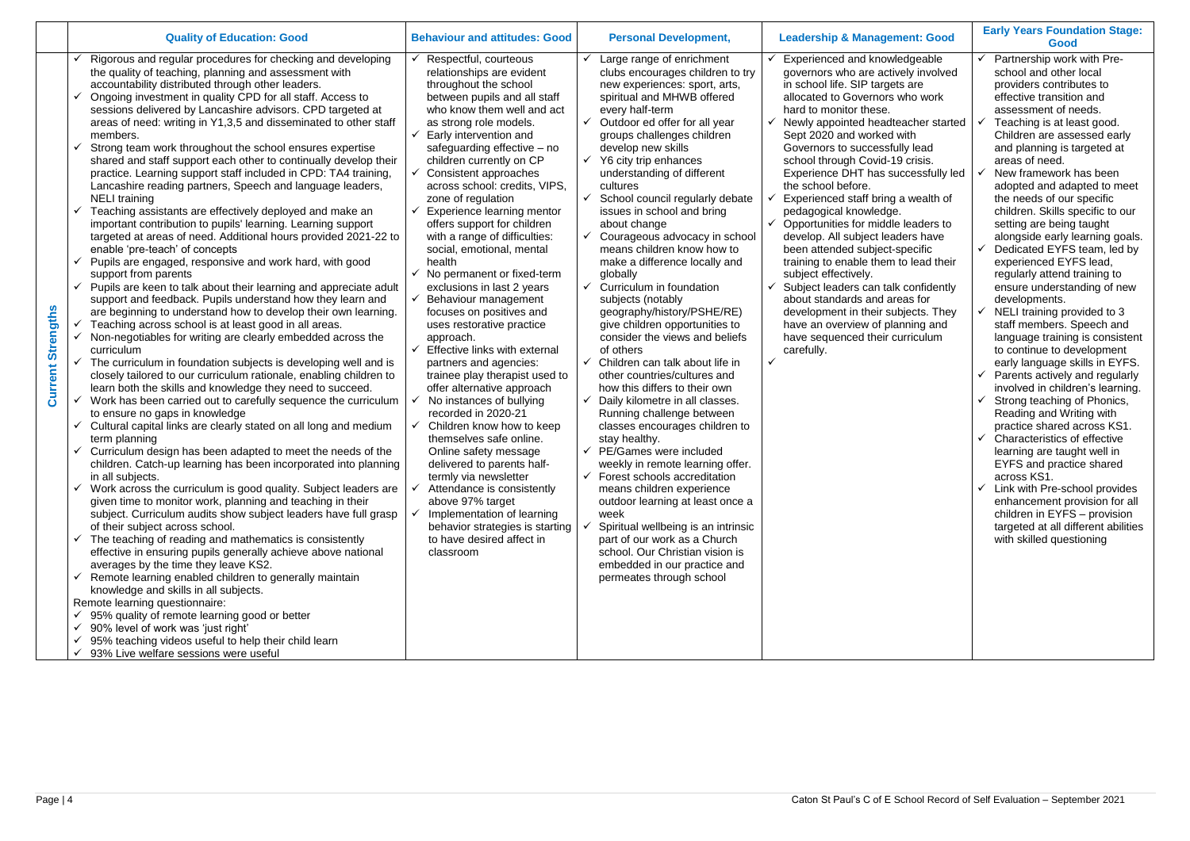| | Quality of Education: Good | Behaviour and attitudes: Good | Personal Development, | Leadership & Management: Good | Early Years Foundation Stage: Good |
|---|---|---|---|---|---|
| Current Strengths | ✓ Rigorous and regular procedures for checking and developing the quality of teaching, planning and assessment with accountability distributed through other leaders.<br>✓ Ongoing investment in quality CPD for all staff. Access to sessions delivered by Lancashire advisors. CPD targeted at areas of need: writing in Y1,3,5 and disseminated to other staff members.<br>✓ Strong team work throughout the school ensures expertise shared and staff support each other to continually develop their practice. Learning support staff included in CPD: TA4 training, Lancashire reading partners, Speech and language leaders, NELI training<br>✓ Teaching assistants are effectively deployed and make an important contribution to pupils' learning. Learning support targeted at areas of need. Additional hours provided 2021-22 to enable 'pre-teach' of concepts<br>✓ Pupils are engaged, responsive and work hard, with good support from parents<br>✓ Pupils are keen to talk about their learning and appreciate adult support and feedback. Pupils understand how they learn and are beginning to understand how to develop their own learning.<br>✓ Teaching across school is at least good in all areas.<br>✓ Non-negotiables for writing are clearly embedded across the curriculum<br>✓ The curriculum in foundation subjects is developing well and is closely tailored to our curriculum rationale, enabling children to learn both the skills and knowledge they need to succeed.<br>✓ Work has been carried out to carefully sequence the curriculum to ensure no gaps in knowledge<br>✓ Cultural capital links are clearly stated on all long and medium term planning<br>✓ Curriculum design has been adapted to meet the needs of the children. Catch-up learning has been incorporated into planning in all subjects.<br>✓ Work across the curriculum is good quality. Subject leaders are given time to monitor work, planning and teaching in their subject. Curriculum audits show subject leaders have full grasp of their subject across school.<br>✓ The teaching of reading and mathematics is consistently effective in ensuring pupils generally achieve above national averages by the time they leave KS2.<br>✓ Remote learning enabled children to generally maintain knowledge and skills in all subjects.<br>Remote learning questionnaire:<br>✓ 95% quality of remote learning good or better<br>✓ 90% level of work was 'just right'<br>✓ 95% teaching videos useful to help their child learn<br>✓ 93% Live welfare sessions were useful | ✓ Respectful, courteous relationships are evident throughout the school between pupils and all staff who know them well and act as strong role models.<br>✓ Early intervention and safeguarding effective – no children currently on CP<br>✓ Consistent approaches across school: credits, VIPS, zone of regulation<br>✓ Experience learning mentor offers support for children with a range of difficulties: social, emotional, mental health<br>✓ No permanent or fixed-term exclusions in last 2 years<br>✓ Behaviour management focuses on positives and uses restorative practice approach.<br>✓ Effective links with external partners and agencies: trainee play therapist used to offer alternative approach<br>✓ No instances of bullying recorded in 2020-21<br>✓ Children know how to keep themselves safe online. Online safety message delivered to parents half-termly via newsletter<br>✓ Attendance is consistently above 97% target<br>✓ Implementation of learning behavior strategies is starting to have desired affect in classroom | ✓ Large range of enrichment clubs encourages children to try new experiences: sport, arts, spiritual and MHWB offered every half-term<br>✓ Outdoor ed offer for all year groups challenges children develop new skills<br>✓ Y6 city trip enhances understanding of different cultures<br>✓ School council regularly debate issues in school and bring about change<br>✓ Courageous advocacy in school means children know how to make a difference locally and globally<br>✓ Curriculum in foundation subjects (notably geography/history/PSHE/RE) give children opportunities to consider the views and beliefs of others<br>✓ Children can talk about life in other countries/cultures and how this differs to their own<br>✓ Daily kilometre in all classes. Running challenge between classes encourages children to stay healthy.<br>✓ PE/Games were included weekly in remote learning offer.<br>✓ Forest schools accreditation means children experience outdoor learning at least once a week<br>✓ Spiritual wellbeing is an intrinsic part of our work as a Church school. Our Christian vision is embedded in our practice and permeates through school | ✓ Experienced and knowledgeable governors who are actively involved in school life. SIP targets are allocated to Governors who work hard to monitor these.<br>✓ Newly appointed headteacher started Sept 2020 and worked with Governors to successfully lead school through Covid-19 crisis. Experience DHT has successfully led the school before.<br>✓ Experienced staff bring a wealth of pedagogical knowledge.<br>✓ Opportunities for middle leaders to develop. All subject leaders have been attended subject-specific training to enable them to lead their subject effectively.<br>✓ Subject leaders can talk confidently about standards and areas for development in their subjects. They have an overview of planning and have sequenced their curriculum carefully.<br>✓ | ✓ Partnership work with Pre-school and other local providers contributes to effective transition and assessment of needs.<br>✓ Teaching is at least good. Children are assessed early and planning is targeted at areas of need.<br>✓ New framework has been adopted and adapted to meet the needs of our specific children. Skills specific to our setting are being taught alongside early learning goals.<br>✓ Dedicated EYFS team, led by experienced EYFS lead, regularly attend training to ensure understanding of new developments.<br>✓ NELI training provided to 3 staff members. Speech and language training is consistent to continue to development early language skills in EYFS.<br>✓ Parents actively and regularly involved in children's learning.<br>✓ Strong teaching of Phonics, Reading and Writing with practice shared across KS1.<br>✓ Characteristics of effective learning are taught well in EYFS and practice shared across KS1.<br>✓ Link with Pre-school provides enhancement provision for all children in EYFS – provision targeted at all different abilities with skilled questioning |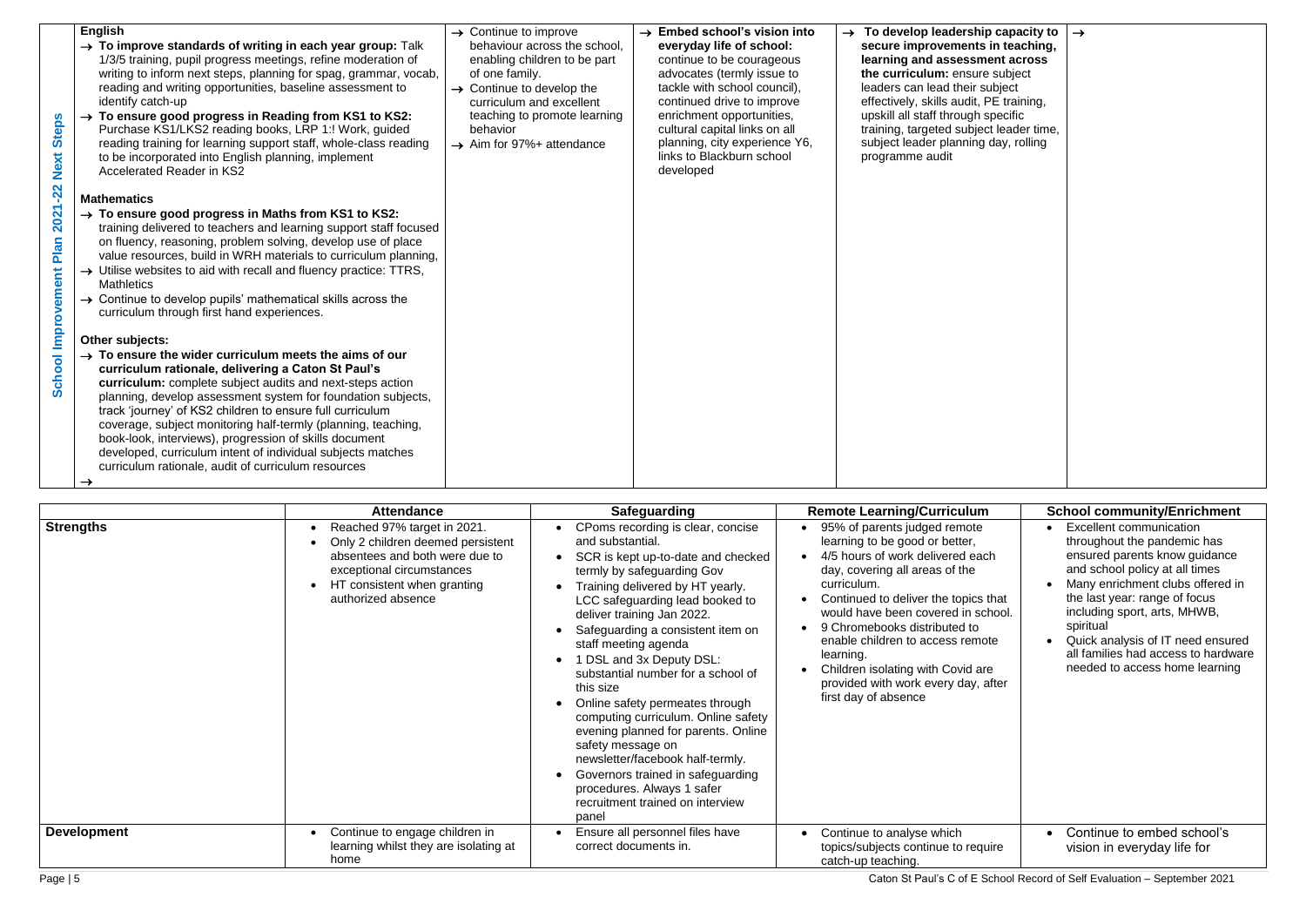| School Improvement Plan 2021-22 Next Steps | | | | |
|---|---|---|---|---|
| **English**<br>→ **To improve standards of writing in each year group:** Talk 1/3/5 training, pupil progress meetings, refine moderation of writing to inform next steps, planning for spag, grammar, vocab, reading and writing opportunities, baseline assessment to identify catch-up<br>→ **To ensure good progress in Reading from KS1 to KS2:** Purchase KS1/LKS2 reading books, LRP 1:! Work, guided reading training for learning support staff, whole-class reading to be incorporated into English planning, implement Accelerated Reader in KS2<br><br>**Mathematics**<br>→ **To ensure good progress in Maths from KS1 to KS2:** training delivered to teachers and learning support staff focused on fluency, reasoning, problem solving, develop use of place value resources, build in WRH materials to curriculum planning,<br>→ Utilise websites to aid with recall and fluency practice: TTRS, Mathletics<br>→ Continue to develop pupils' mathematical skills across the curriculum through first hand experiences.<br><br>**Other subjects:**<br>→ **To ensure the wider curriculum meets the aims of our curriculum rationale, delivering a Caton St Paul's curriculum:** complete subject audits and next-steps action planning, develop assessment system for foundation subjects, track 'journey' of KS2 children to ensure full curriculum coverage, subject monitoring half-termly (planning, teaching, book-look, interviews), progression of skills document developed, curriculum intent of individual subjects matches curriculum rationale, audit of curriculum resources<br>→ | → Continue to improve behaviour across the school, enabling children to be part of one family.<br>→ Continue to develop the curriculum and excellent teaching to promote learning behavior<br>→ Aim for 97%+ attendance | → **Embed school's vision into everyday life of school:** continue to be courageous advocates (termly issue to tackle with school council), continued drive to improve enrichment opportunities, cultural capital links on all planning, city experience Y6, links to Blackburn school developed | → **To develop leadership capacity to secure improvements in teaching, learning and assessment across the curriculum:** ensure subject leaders can lead their subject effectively, skills audit, PE training, upskill all staff through specific training, targeted subject leader time, subject leader planning day, rolling programme audit | → |

| | Attendance | Safeguarding | Remote Learning/Curriculum | School community/Enrichment |
|---|---|---|---|---|
| **Strengths** | • Reached 97% target in 2021.<br>• Only 2 children deemed persistent absentees and both were due to exceptional circumstances<br>• HT consistent when granting authorized absence | • CPoms recording is clear, concise and substantial.<br>• SCR is kept up-to-date and checked termly by safeguarding Gov<br>• Training delivered by HT yearly. LCC safeguarding lead booked to deliver training Jan 2022.<br>• Safeguarding a consistent item on staff meeting agenda<br>• 1 DSL and 3x Deputy DSL: substantial number for a school of this size<br>• Online safety permeates through computing curriculum. Online safety evening planned for parents. Online safety message on newsletter/facebook half-termly.<br>• Governors trained in safeguarding procedures. Always 1 safer recruitment trained on interview panel | • 95% of parents judged remote learning to be good or better,<br>• 4/5 hours of work delivered each day, covering all areas of the curriculum.<br>• Continued to deliver the topics that would have been covered in school.<br>• 9 Chromebooks distributed to enable children to access remote learning.<br>• Children isolating with Covid are provided with work every day, after first day of absence | • Excellent communication throughout the pandemic has ensured parents know guidance and school policy at all times<br>• Many enrichment clubs offered in the last year: range of focus including sport, arts, MHWB, spiritual<br>• Quick analysis of IT need ensured all families had access to hardware needed to access home learning |
| **Development** | • Continue to engage children in learning whilst they are isolating at home | • Ensure all personnel files have correct documents in. | • Continue to analyse which topics/subjects continue to require catch-up teaching. | • Continue to embed school's vision in everyday life for |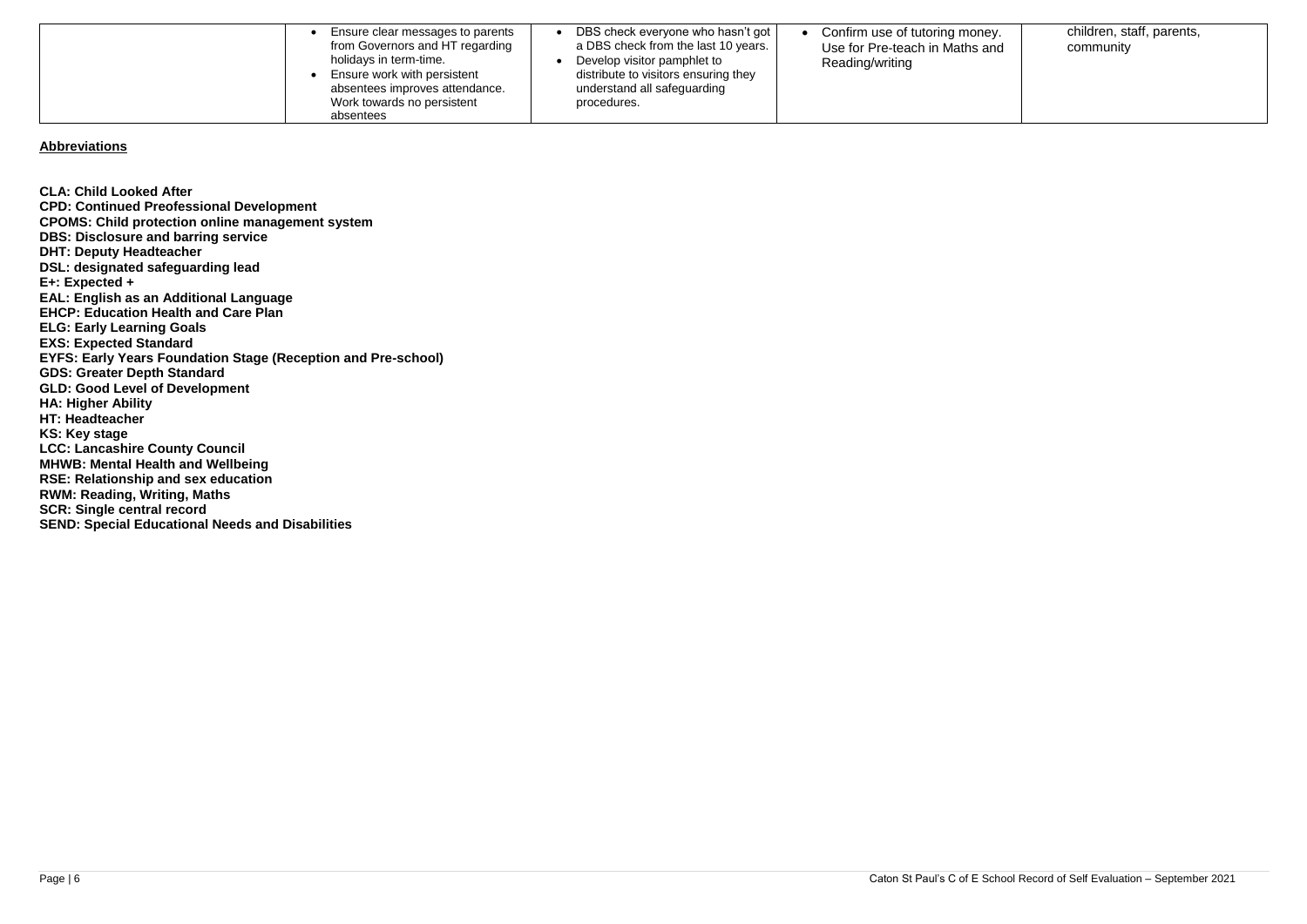| | | | | |
|---|---|---|---|---|
| | • Ensure clear messages to parents from Governors and HT regarding holidays in term-time.<br>• Ensure work with persistent absentees improves attendance. Work towards no persistent absentees | • DBS check everyone who hasn't got a DBS check from the last 10 years.<br>• Develop visitor pamphlet to distribute to visitors ensuring they understand all safeguarding procedures. | • Confirm use of tutoring money. Use for Pre-teach in Maths and Reading/writing | children, staff, parents, community |

**Abbreviations**

**CLA: Child Looked After**
**CPD: Continued Preofessional Development**
**CPOMS: Child protection online management system**
**DBS: Disclosure and barring service**
**DHT: Deputy Headteacher**
**DSL: designated safeguarding lead**
**E+: Expected +**
**EAL: English as an Additional Language**
**EHCP: Education Health and Care Plan**
**ELG: Early Learning Goals**
**EXS: Expected Standard**
**EYFS: Early Years Foundation Stage (Reception and Pre-school)**
**GDS: Greater Depth Standard**
**GLD: Good Level of Development**
**HA: Higher Ability**
**HT: Headteacher**
**KS: Key stage**
**LCC: Lancashire County Council**
**MHWB: Mental Health and Wellbeing**
**RSE: Relationship and sex education**
**RWM: Reading, Writing, Maths**
**SCR: Single central record**
**SEND: Special Educational Needs and Disabilities**